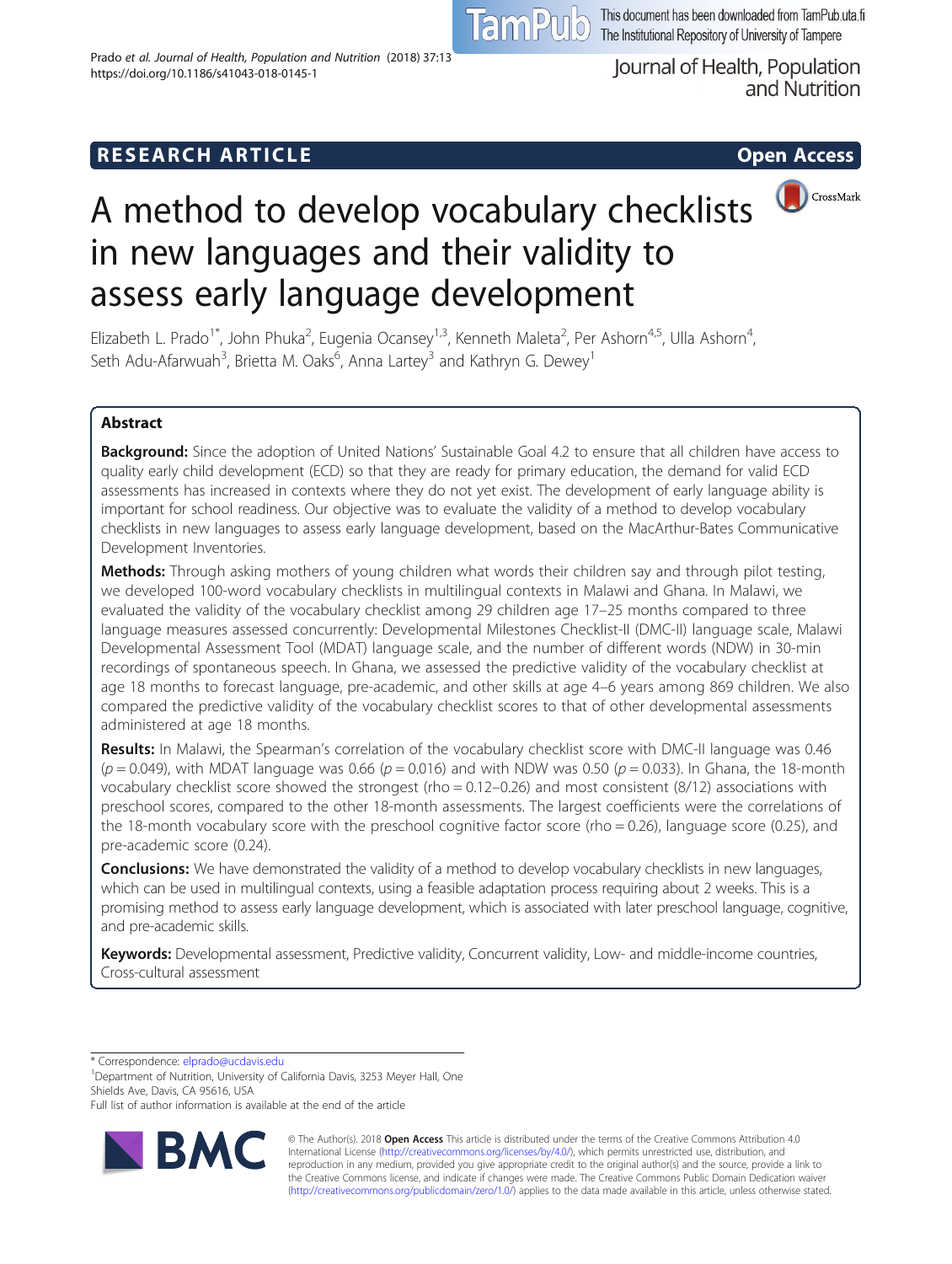RESEARCH ARTICLE

Open Access

# A method to develop vocabulary checklists in new languages and their validity to assess early language development

Elizabeth L. Prado[1*], John Phuka[2], Eugenia Ocansey[1,3], Kenneth Maleta[2], Per Ashorn[4,5], Ulla Ashorn[4], Seth Adu-Afarwuah[3], Brietta M. Oaks[6], Anna Lartey[3] and Kathryn G. Dewey[1]

## Abstract

**Background:** Since the adoption of United Nations' Sustainable Goal 4.2 to ensure that all children have access to quality early child development (ECD) so that they are ready for primary education, the demand for valid ECD assessments has increased in contexts where they do not yet exist. The development of early language ability is important for school readiness. Our objective was to evaluate the validity of a method to develop vocabulary checklists in new languages to assess early language development, based on the MacArthur-Bates Communicative Development Inventories.

**Methods:** Through asking mothers of young children what words their children say and through pilot testing, we developed 100-word vocabulary checklists in multilingual contexts in Malawi and Ghana. In Malawi, we evaluated the validity of the vocabulary checklist among 29 children age 17–25 months compared to three language measures assessed concurrently: Developmental Milestones Checklist-II (DMC-II) language scale, Malawi Developmental Assessment Tool (MDAT) language scale, and the number of different words (NDW) in 30-min recordings of spontaneous speech. In Ghana, we assessed the predictive validity of the vocabulary checklist at age 18 months to forecast language, pre-academic, and other skills at age 4–6 years among 869 children. We also compared the predictive validity of the vocabulary checklist scores to that of other developmental assessments administered at age 18 months.

**Results:** In Malawi, the Spearman's correlation of the vocabulary checklist score with DMC-II language was 0.46 ($p = 0.049$), with MDAT language was 0.66 ($p = 0.016$) and with NDW was 0.50 ($p = 0.033$). In Ghana, the 18-month vocabulary checklist score showed the strongest (rho = 0.12–0.26) and most consistent (8/12) associations with preschool scores, compared to the other 18-month assessments. The largest coefficients were the correlations of the 18-month vocabulary score with the preschool cognitive factor score (rho = 0.26), language score (0.25), and pre-academic score (0.24).

**Conclusions:** We have demonstrated the validity of a method to develop vocabulary checklists in new languages, which can be used in multilingual contexts, using a feasible adaptation process requiring about 2 weeks. This is a promising method to assess early language development, which is associated with later preschool language, cognitive, and pre-academic skills.

**Keywords:** Developmental assessment, Predictive validity, Concurrent validity, Low- and middle-income countries, Cross-cultural assessment

\* Correspondence: elprado@ucdavis.edu
[1]Department of Nutrition, University of California Davis, 3253 Meyer Hall, One Shields Ave, Davis, CA 95616, USA
Full list of author information is available at the end of the article

© The Author(s). 2018 **Open Access** This article is distributed under the terms of the Creative Commons Attribution 4.0 International License (http://creativecommons.org/licenses/by/4.0/), which permits unrestricted use, distribution, and reproduction in any medium, provided you give appropriate credit to the original author(s) and the source, provide a link to the Creative Commons license, and indicate if changes were made. The Creative Commons Public Domain Dedication waiver (http://creativecommons.org/publicdomain/zero/1.0/) applies to the data made available in this article, unless otherwise stated.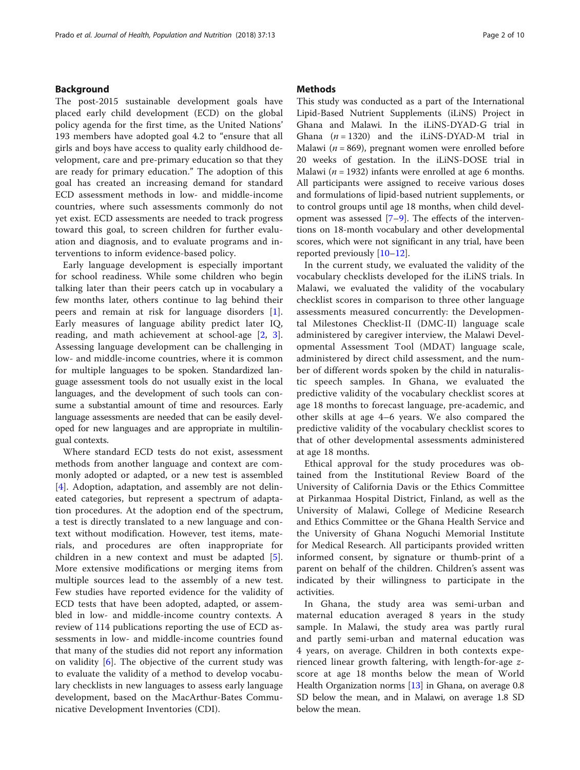## Background

The post-2015 sustainable development goals have placed early child development (ECD) on the global policy agenda for the first time, as the United Nations' 193 members have adopted goal 4.2 to "ensure that all girls and boys have access to quality early childhood development, care and pre-primary education so that they are ready for primary education." The adoption of this goal has created an increasing demand for standard ECD assessment methods in low- and middle-income countries, where such assessments commonly do not yet exist. ECD assessments are needed to track progress toward this goal, to screen children for further evaluation and diagnosis, and to evaluate programs and interventions to inform evidence-based policy.

Early language development is especially important for school readiness. While some children who begin talking later than their peers catch up in vocabulary a few months later, others continue to lag behind their peers and remain at risk for language disorders [1]. Early measures of language ability predict later IQ, reading, and math achievement at school-age [2, 3]. Assessing language development can be challenging in low- and middle-income countries, where it is common for multiple languages to be spoken. Standardized language assessment tools do not usually exist in the local languages, and the development of such tools can consume a substantial amount of time and resources. Early language assessments are needed that can be easily developed for new languages and are appropriate in multilingual contexts.

Where standard ECD tests do not exist, assessment methods from another language and context are commonly adopted or adapted, or a new test is assembled [4]. Adoption, adaptation, and assembly are not delineated categories, but represent a spectrum of adaptation procedures. At the adoption end of the spectrum, a test is directly translated to a new language and context without modification. However, test items, materials, and procedures are often inappropriate for children in a new context and must be adapted [5]. More extensive modifications or merging items from multiple sources lead to the assembly of a new test. Few studies have reported evidence for the validity of ECD tests that have been adopted, adapted, or assembled in low- and middle-income country contexts. A review of 114 publications reporting the use of ECD assessments in low- and middle-income countries found that many of the studies did not report any information on validity [6]. The objective of the current study was to evaluate the validity of a method to develop vocabulary checklists in new languages to assess early language development, based on the MacArthur-Bates Communicative Development Inventories (CDI).

## Methods

This study was conducted as a part of the International Lipid-Based Nutrient Supplements (iLiNS) Project in Ghana and Malawi. In the iLiNS-DYAD-G trial in Ghana ($n = 1320$) and the iLiNS-DYAD-M trial in Malawi ($n = 869$), pregnant women were enrolled before 20 weeks of gestation. In the iLiNS-DOSE trial in Malawi ($n = 1932$) infants were enrolled at age 6 months. All participants were assigned to receive various doses and formulations of lipid-based nutrient supplements, or to control groups until age 18 months, when child development was assessed [7–9]. The effects of the interventions on 18-month vocabulary and other developmental scores, which were not significant in any trial, have been reported previously [10–12].

In the current study, we evaluated the validity of the vocabulary checklists developed for the iLiNS trials. In Malawi, we evaluated the validity of the vocabulary checklist scores in comparison to three other language assessments measured concurrently: the Developmental Milestones Checklist-II (DMC-II) language scale administered by caregiver interview, the Malawi Developmental Assessment Tool (MDAT) language scale, administered by direct child assessment, and the number of different words spoken by the child in naturalistic speech samples. In Ghana, we evaluated the predictive validity of the vocabulary checklist scores at age 18 months to forecast language, pre-academic, and other skills at age 4–6 years. We also compared the predictive validity of the vocabulary checklist scores to that of other developmental assessments administered at age 18 months.

Ethical approval for the study procedures was obtained from the Institutional Review Board of the University of California Davis or the Ethics Committee at Pirkanmaa Hospital District, Finland, as well as the University of Malawi, College of Medicine Research and Ethics Committee or the Ghana Health Service and the University of Ghana Noguchi Memorial Institute for Medical Research. All participants provided written informed consent, by signature or thumb-print of a parent on behalf of the children. Children's assent was indicated by their willingness to participate in the activities.

In Ghana, the study area was semi-urban and maternal education averaged 8 years in the study sample. In Malawi, the study area was partly rural and partly semi-urban and maternal education was 4 years, on average. Children in both contexts experienced linear growth faltering, with length-for-age *z*-score at age 18 months below the mean of World Health Organization norms [13] in Ghana, on average 0.8 SD below the mean, and in Malawi, on average 1.8 SD below the mean.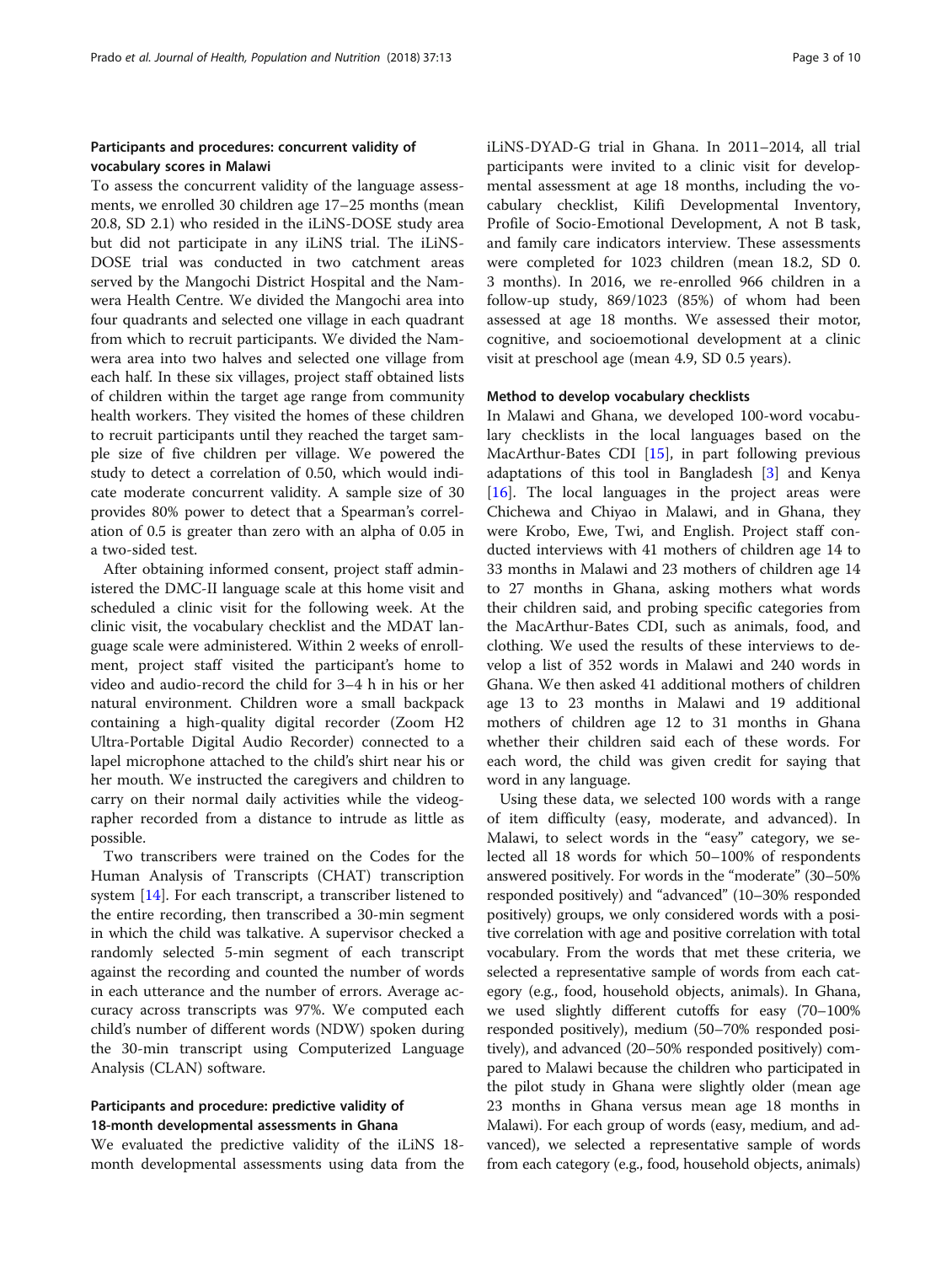## Participants and procedures: concurrent validity of vocabulary scores in Malawi

To assess the concurrent validity of the language assessments, we enrolled 30 children age 17–25 months (mean 20.8, SD 2.1) who resided in the iLiNS-DOSE study area but did not participate in any iLiNS trial. The iLiNS-DOSE trial was conducted in two catchment areas served by the Mangochi District Hospital and the Namwera Health Centre. We divided the Mangochi area into four quadrants and selected one village in each quadrant from which to recruit participants. We divided the Namwera area into two halves and selected one village from each half. In these six villages, project staff obtained lists of children within the target age range from community health workers. They visited the homes of these children to recruit participants until they reached the target sample size of five children per village. We powered the study to detect a correlation of 0.50, which would indicate moderate concurrent validity. A sample size of 30 provides 80% power to detect that a Spearman's correlation of 0.5 is greater than zero with an alpha of 0.05 in a two-sided test.

After obtaining informed consent, project staff administered the DMC-II language scale at this home visit and scheduled a clinic visit for the following week. At the clinic visit, the vocabulary checklist and the MDAT language scale were administered. Within 2 weeks of enrollment, project staff visited the participant's home to video and audio-record the child for 3–4 h in his or her natural environment. Children wore a small backpack containing a high-quality digital recorder (Zoom H2 Ultra-Portable Digital Audio Recorder) connected to a lapel microphone attached to the child's shirt near his or her mouth. We instructed the caregivers and children to carry on their normal daily activities while the videographer recorded from a distance to intrude as little as possible.

Two transcribers were trained on the Codes for the Human Analysis of Transcripts (CHAT) transcription system [14]. For each transcript, a transcriber listened to the entire recording, then transcribed a 30-min segment in which the child was talkative. A supervisor checked a randomly selected 5-min segment of each transcript against the recording and counted the number of words in each utterance and the number of errors. Average accuracy across transcripts was 97%. We computed each child's number of different words (NDW) spoken during the 30-min transcript using Computerized Language Analysis (CLAN) software.

## Participants and procedure: predictive validity of 18-month developmental assessments in Ghana

We evaluated the predictive validity of the iLiNS 18-month developmental assessments using data from the iLiNS-DYAD-G trial in Ghana. In 2011–2014, all trial participants were invited to a clinic visit for developmental assessment at age 18 months, including the vocabulary checklist, Kilifi Developmental Inventory, Profile of Socio-Emotional Development, A not B task, and family care indicators interview. These assessments were completed for 1023 children (mean 18.2, SD 0. 3 months). In 2016, we re-enrolled 966 children in a follow-up study, 869/1023 (85%) of whom had been assessed at age 18 months. We assessed their motor, cognitive, and socioemotional development at a clinic visit at preschool age (mean 4.9, SD 0.5 years).

## Method to develop vocabulary checklists

In Malawi and Ghana, we developed 100-word vocabulary checklists in the local languages based on the MacArthur-Bates CDI [15], in part following previous adaptations of this tool in Bangladesh [3] and Kenya [16]. The local languages in the project areas were Chichewa and Chiyao in Malawi, and in Ghana, they were Krobo, Ewe, Twi, and English. Project staff conducted interviews with 41 mothers of children age 14 to 33 months in Malawi and 23 mothers of children age 14 to 27 months in Ghana, asking mothers what words their children said, and probing specific categories from the MacArthur-Bates CDI, such as animals, food, and clothing. We used the results of these interviews to develop a list of 352 words in Malawi and 240 words in Ghana. We then asked 41 additional mothers of children age 13 to 23 months in Malawi and 19 additional mothers of children age 12 to 31 months in Ghana whether their children said each of these words. For each word, the child was given credit for saying that word in any language.

Using these data, we selected 100 words with a range of item difficulty (easy, moderate, and advanced). In Malawi, to select words in the "easy" category, we selected all 18 words for which 50–100% of respondents answered positively. For words in the "moderate" (30–50% responded positively) and "advanced" (10–30% responded positively) groups, we only considered words with a positive correlation with age and positive correlation with total vocabulary. From the words that met these criteria, we selected a representative sample of words from each category (e.g., food, household objects, animals). In Ghana, we used slightly different cutoffs for easy (70–100% responded positively), medium (50–70% responded positively), and advanced (20–50% responded positively) compared to Malawi because the children who participated in the pilot study in Ghana were slightly older (mean age 23 months in Ghana versus mean age 18 months in Malawi). For each group of words (easy, medium, and advanced), we selected a representative sample of words from each category (e.g., food, household objects, animals)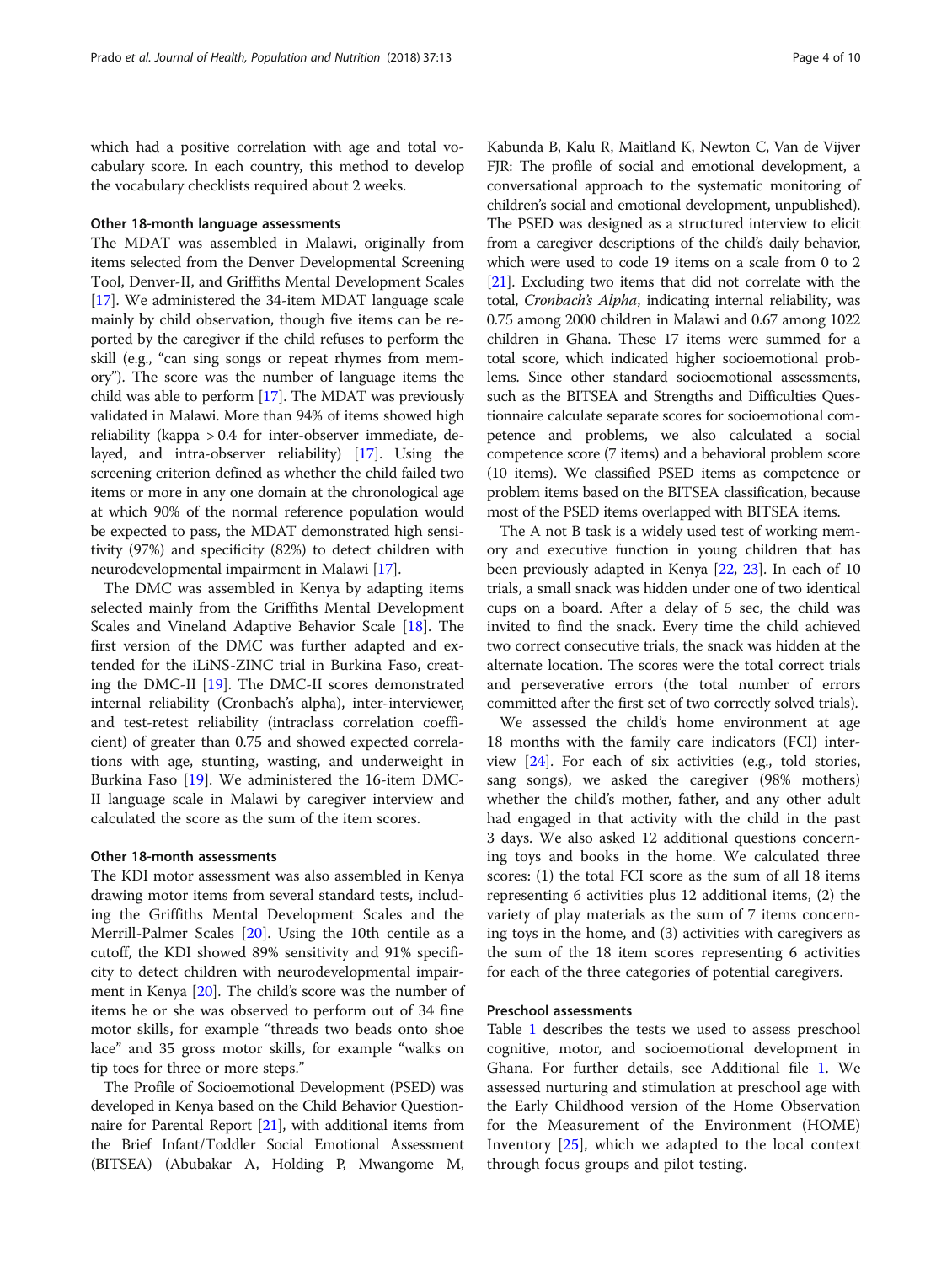which had a positive correlation with age and total vocabulary score. In each country, this method to develop the vocabulary checklists required about 2 weeks.

### Other 18-month language assessments

The MDAT was assembled in Malawi, originally from items selected from the Denver Developmental Screening Tool, Denver-II, and Griffiths Mental Development Scales [17]. We administered the 34-item MDAT language scale mainly by child observation, though five items can be reported by the caregiver if the child refuses to perform the skill (e.g., "can sing songs or repeat rhymes from memory"). The score was the number of language items the child was able to perform [17]. The MDAT was previously validated in Malawi. More than 94% of items showed high reliability (kappa > 0.4 for inter-observer immediate, delayed, and intra-observer reliability) [17]. Using the screening criterion defined as whether the child failed two items or more in any one domain at the chronological age at which 90% of the normal reference population would be expected to pass, the MDAT demonstrated high sensitivity (97%) and specificity (82%) to detect children with neurodevelopmental impairment in Malawi [17].

The DMC was assembled in Kenya by adapting items selected mainly from the Griffiths Mental Development Scales and Vineland Adaptive Behavior Scale [18]. The first version of the DMC was further adapted and extended for the iLiNS-ZINC trial in Burkina Faso, creating the DMC-II [19]. The DMC-II scores demonstrated internal reliability (Cronbach's alpha), inter-interviewer, and test-retest reliability (intraclass correlation coefficient) of greater than 0.75 and showed expected correlations with age, stunting, wasting, and underweight in Burkina Faso [19]. We administered the 16-item DMC-II language scale in Malawi by caregiver interview and calculated the score as the sum of the item scores.

### Other 18-month assessments

The KDI motor assessment was also assembled in Kenya drawing motor items from several standard tests, including the Griffiths Mental Development Scales and the Merrill-Palmer Scales [20]. Using the 10th centile as a cutoff, the KDI showed 89% sensitivity and 91% specificity to detect children with neurodevelopmental impairment in Kenya [20]. The child's score was the number of items he or she was observed to perform out of 34 fine motor skills, for example "threads two beads onto shoe lace" and 35 gross motor skills, for example "walks on tip toes for three or more steps."

The Profile of Socioemotional Development (PSED) was developed in Kenya based on the Child Behavior Questionnaire for Parental Report [21], with additional items from the Brief Infant/Toddler Social Emotional Assessment (BITSEA) (Abubakar A, Holding P, Mwangome M, Kabunda B, Kalu R, Maitland K, Newton C, Van de Vijver FJR: The profile of social and emotional development, a conversational approach to the systematic monitoring of children's social and emotional development, unpublished). The PSED was designed as a structured interview to elicit from a caregiver descriptions of the child's daily behavior, which were used to code 19 items on a scale from 0 to 2 [21]. Excluding two items that did not correlate with the total, *Cronbach's Alpha*, indicating internal reliability, was 0.75 among 2000 children in Malawi and 0.67 among 1022 children in Ghana. These 17 items were summed for a total score, which indicated higher socioemotional problems. Since other standard socioemotional assessments, such as the BITSEA and Strengths and Difficulties Questionnaire calculate separate scores for socioemotional competence and problems, we also calculated a social competence score (7 items) and a behavioral problem score (10 items). We classified PSED items as competence or problem items based on the BITSEA classification, because most of the PSED items overlapped with BITSEA items.

The A not B task is a widely used test of working memory and executive function in young children that has been previously adapted in Kenya [22, 23]. In each of 10 trials, a small snack was hidden under one of two identical cups on a board. After a delay of 5 sec, the child was invited to find the snack. Every time the child achieved two correct consecutive trials, the snack was hidden at the alternate location. The scores were the total correct trials and perseverative errors (the total number of errors committed after the first set of two correctly solved trials).

We assessed the child's home environment at age 18 months with the family care indicators (FCI) interview [24]. For each of six activities (e.g., told stories, sang songs), we asked the caregiver (98% mothers) whether the child's mother, father, and any other adult had engaged in that activity with the child in the past 3 days. We also asked 12 additional questions concerning toys and books in the home. We calculated three scores: (1) the total FCI score as the sum of all 18 items representing 6 activities plus 12 additional items, (2) the variety of play materials as the sum of 7 items concerning toys in the home, and (3) activities with caregivers as the sum of the 18 item scores representing 6 activities for each of the three categories of potential caregivers.

### Preschool assessments

Table 1 describes the tests we used to assess preschool cognitive, motor, and socioemotional development in Ghana. For further details, see Additional file 1. We assessed nurturing and stimulation at preschool age with the Early Childhood version of the Home Observation for the Measurement of the Environment (HOME) Inventory [25], which we adapted to the local context through focus groups and pilot testing.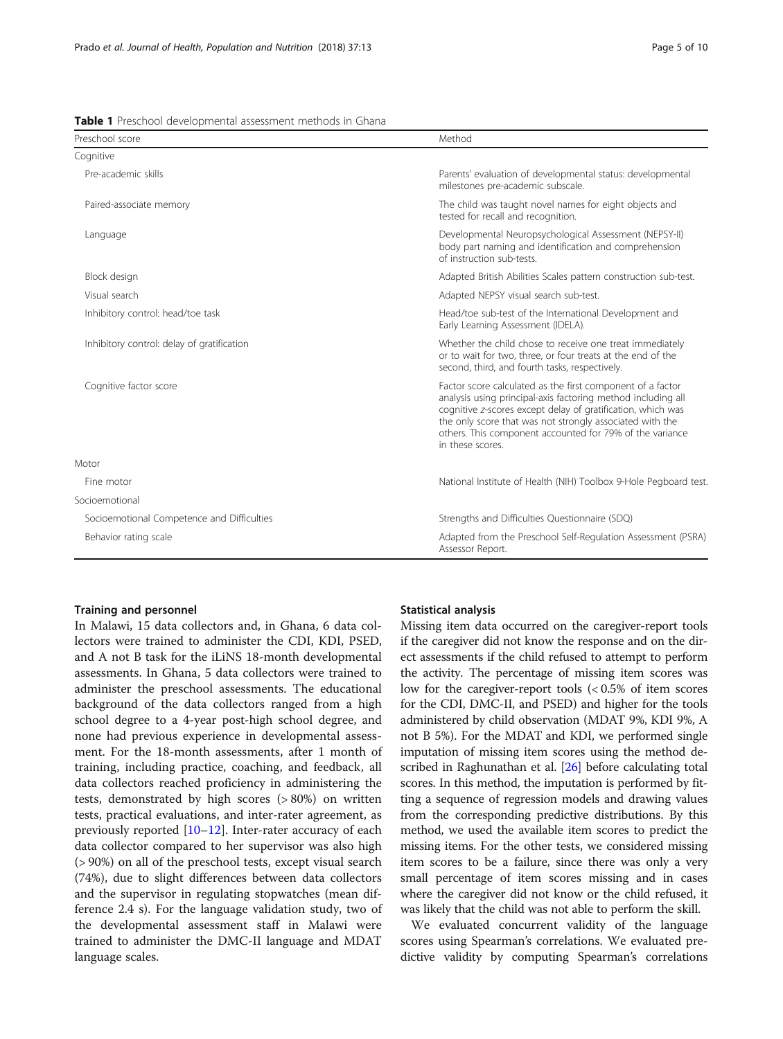**Table 1** Preschool developmental assessment methods in Ghana

| Preschool score | Method |
|---|---|
| Cognitive | |
| Pre-academic skills | Parents' evaluation of developmental status: developmental milestones pre-academic subscale. |
| Paired-associate memory | The child was taught novel names for eight objects and tested for recall and recognition. |
| Language | Developmental Neuropsychological Assessment (NEPSY-II) body part naming and identification and comprehension of instruction sub-tests. |
| Block design | Adapted British Abilities Scales pattern construction sub-test. |
| Visual search | Adapted NEPSY visual search sub-test. |
| Inhibitory control: head/toe task | Head/toe sub-test of the International Development and Early Learning Assessment (IDELA). |
| Inhibitory control: delay of gratification | Whether the child chose to receive one treat immediately or to wait for two, three, or four treats at the end of the second, third, and fourth tasks, respectively. |
| Cognitive factor score | Factor score calculated as the first component of a factor analysis using principal-axis factoring method including all cognitive *z*-scores except delay of gratification, which was the only score that was not strongly associated with the others. This component accounted for 79% of the variance in these scores. |
| Motor | |
| Fine motor | National Institute of Health (NIH) Toolbox 9-Hole Pegboard test. |
| Socioemotional | |
| Socioemotional Competence and Difficulties | Strengths and Difficulties Questionnaire (SDQ) |
| Behavior rating scale | Adapted from the Preschool Self-Regulation Assessment (PSRA) Assessor Report. |

### Training and personnel

In Malawi, 15 data collectors and, in Ghana, 6 data collectors were trained to administer the CDI, KDI, PSED, and A not B task for the iLiNS 18-month developmental assessments. In Ghana, 5 data collectors were trained to administer the preschool assessments. The educational background of the data collectors ranged from a high school degree to a 4-year post-high school degree, and none had previous experience in developmental assessment. For the 18-month assessments, after 1 month of training, including practice, coaching, and feedback, all data collectors reached proficiency in administering the tests, demonstrated by high scores (> 80%) on written tests, practical evaluations, and inter-rater agreement, as previously reported [10–12]. Inter-rater accuracy of each data collector compared to her supervisor was also high (> 90%) on all of the preschool tests, except visual search (74%), due to slight differences between data collectors and the supervisor in regulating stopwatches (mean difference 2.4 s). For the language validation study, two of the developmental assessment staff in Malawi were trained to administer the DMC-II language and MDAT language scales.

### Statistical analysis

Missing item data occurred on the caregiver-report tools if the caregiver did not know the response and on the direct assessments if the child refused to attempt to perform the activity. The percentage of missing item scores was low for the caregiver-report tools (< 0.5% of item scores for the CDI, DMC-II, and PSED) and higher for the tools administered by child observation (MDAT 9%, KDI 9%, A not B 5%). For the MDAT and KDI, we performed single imputation of missing item scores using the method described in Raghunathan et al. [26] before calculating total scores. In this method, the imputation is performed by fitting a sequence of regression models and drawing values from the corresponding predictive distributions. By this method, we used the available item scores to predict the missing items. For the other tests, we considered missing item scores to be a failure, since there was only a very small percentage of item scores missing and in cases where the caregiver did not know or the child refused, it was likely that the child was not able to perform the skill.

We evaluated concurrent validity of the language scores using Spearman's correlations. We evaluated predictive validity by computing Spearman's correlations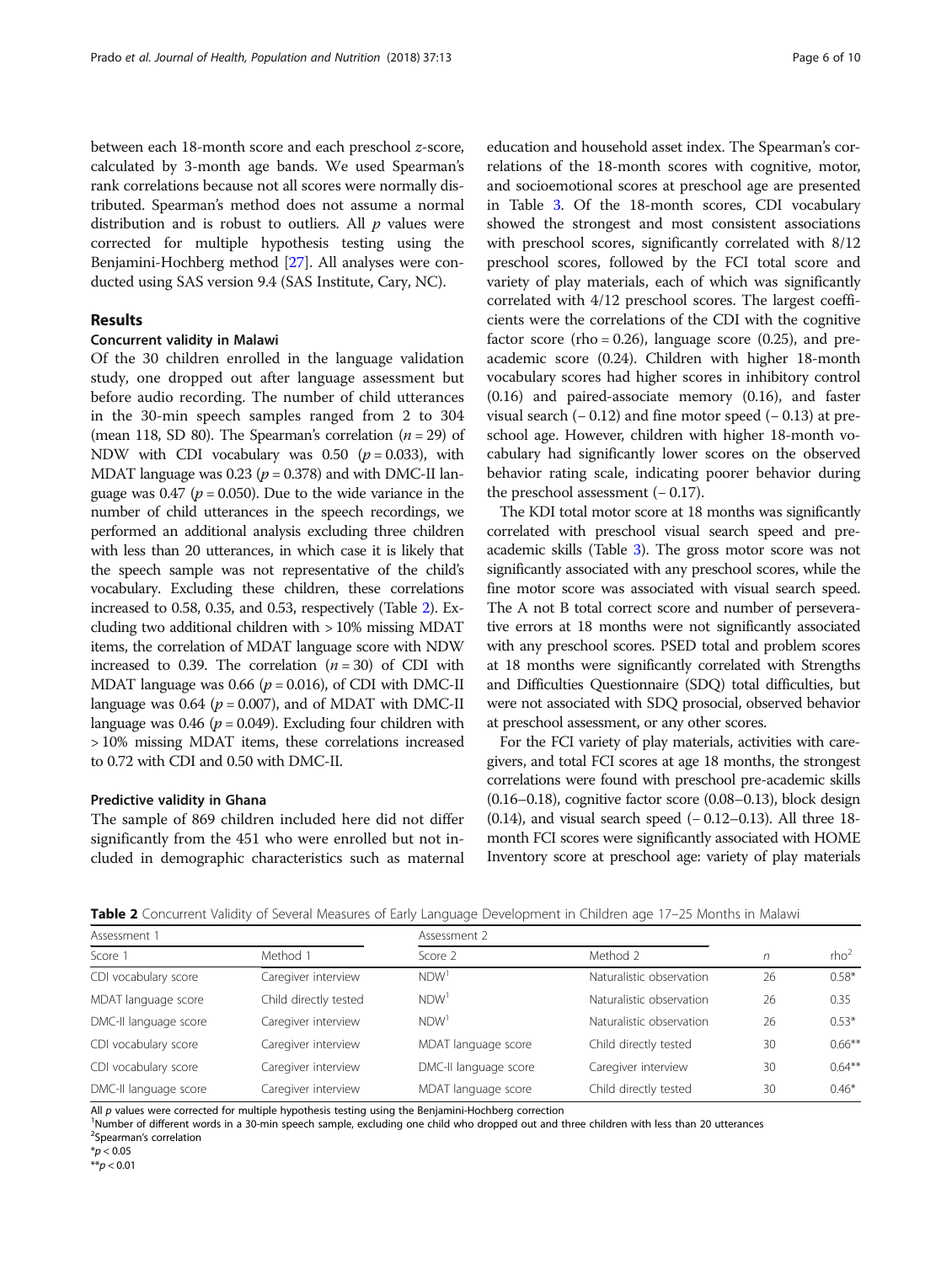between each 18-month score and each preschool *z*-score, calculated by 3-month age bands. We used Spearman's rank correlations because not all scores were normally distributed. Spearman's method does not assume a normal distribution and is robust to outliers. All *p* values were corrected for multiple hypothesis testing using the Benjamini-Hochberg method [27]. All analyses were conducted using SAS version 9.4 (SAS Institute, Cary, NC).

## Results

### Concurrent validity in Malawi

Of the 30 children enrolled in the language validation study, one dropped out after language assessment but before audio recording. The number of child utterances in the 30-min speech samples ranged from 2 to 304 (mean 118, SD 80). The Spearman's correlation ($n = 29$) of NDW with CDI vocabulary was 0.50 ($p = 0.033$), with MDAT language was 0.23 ($p = 0.378$) and with DMC-II language was 0.47 ($p = 0.050$). Due to the wide variance in the number of child utterances in the speech recordings, we performed an additional analysis excluding three children with less than 20 utterances, in which case it is likely that the speech sample was not representative of the child's vocabulary. Excluding these children, these correlations increased to 0.58, 0.35, and 0.53, respectively (Table 2). Excluding two additional children with > 10% missing MDAT items, the correlation of MDAT language score with NDW increased to 0.39. The correlation ($n = 30$) of CDI with MDAT language was 0.66 ($p = 0.016$), of CDI with DMC-II language was 0.64 ($p = 0.007$), and of MDAT with DMC-II language was 0.46 ($p = 0.049$). Excluding four children with > 10% missing MDAT items, these correlations increased to 0.72 with CDI and 0.50 with DMC-II.

### Predictive validity in Ghana

The sample of 869 children included here did not differ significantly from the 451 who were enrolled but not included in demographic characteristics such as maternal education and household asset index. The Spearman's correlations of the 18-month scores with cognitive, motor, and socioemotional scores at preschool age are presented in Table 3. Of the 18-month scores, CDI vocabulary showed the strongest and most consistent associations with preschool scores, significantly correlated with 8/12 preschool scores, followed by the FCI total score and variety of play materials, each of which was significantly correlated with 4/12 preschool scores. The largest coefficients were the correlations of the CDI with the cognitive factor score (rho = 0.26), language score (0.25), and pre-academic score (0.24). Children with higher 18-month vocabulary scores had higher scores in inhibitory control (0.16) and paired-associate memory (0.16), and faster visual search (− 0.12) and fine motor speed (− 0.13) at preschool age. However, children with higher 18-month vocabulary had significantly lower scores on the observed behavior rating scale, indicating poorer behavior during the preschool assessment (− 0.17).

The KDI total motor score at 18 months was significantly correlated with preschool visual search speed and pre-academic skills (Table 3). The gross motor score was not significantly associated with any preschool scores, while the fine motor score was associated with visual search speed. The A not B total correct score and number of perseverative errors at 18 months were not significantly associated with any preschool scores. PSED total and problem scores at 18 months were significantly correlated with Strengths and Difficulties Questionnaire (SDQ) total difficulties, but were not associated with SDQ prosocial, observed behavior at preschool assessment, or any other scores.

For the FCI variety of play materials, activities with caregivers, and total FCI scores at age 18 months, the strongest correlations were found with preschool pre-academic skills (0.16–0.18), cognitive factor score (0.08–0.13), block design (0.14), and visual search speed (− 0.12–0.13). All three 18-month FCI scores were significantly associated with HOME Inventory score at preschool age: variety of play materials

**Table 2** Concurrent Validity of Several Measures of Early Language Development in Children age 17–25 Months in Malawi

| Assessment 1 | | Assessment 2 | | | |
|---|---|---|---|---|---|
| Score 1 | Method 1 | Score 2 | Method 2 | *n* | rho[2] |
| CDI vocabulary score | Caregiver interview | NDW[1] | Naturalistic observation | 26 | 0.58* |
| MDAT language score | Child directly tested | NDW[1] | Naturalistic observation | 26 | 0.35 |
| DMC-II language score | Caregiver interview | NDW[1] | Naturalistic observation | 26 | 0.53* |
| CDI vocabulary score | Caregiver interview | MDAT language score | Child directly tested | 30 | 0.66** |
| CDI vocabulary score | Caregiver interview | DMC-II language score | Caregiver interview | 30 | 0.64** |
| DMC-II language score | Caregiver interview | MDAT language score | Child directly tested | 30 | 0.46* |

All *p* values were corrected for multiple hypothesis testing using the Benjamini-Hochberg correction
[1]Number of different words in a 30-min speech sample, excluding one child who dropped out and three children with less than 20 utterances
[2]Spearman's correlation
*$p < 0.05$
**$p < 0.01$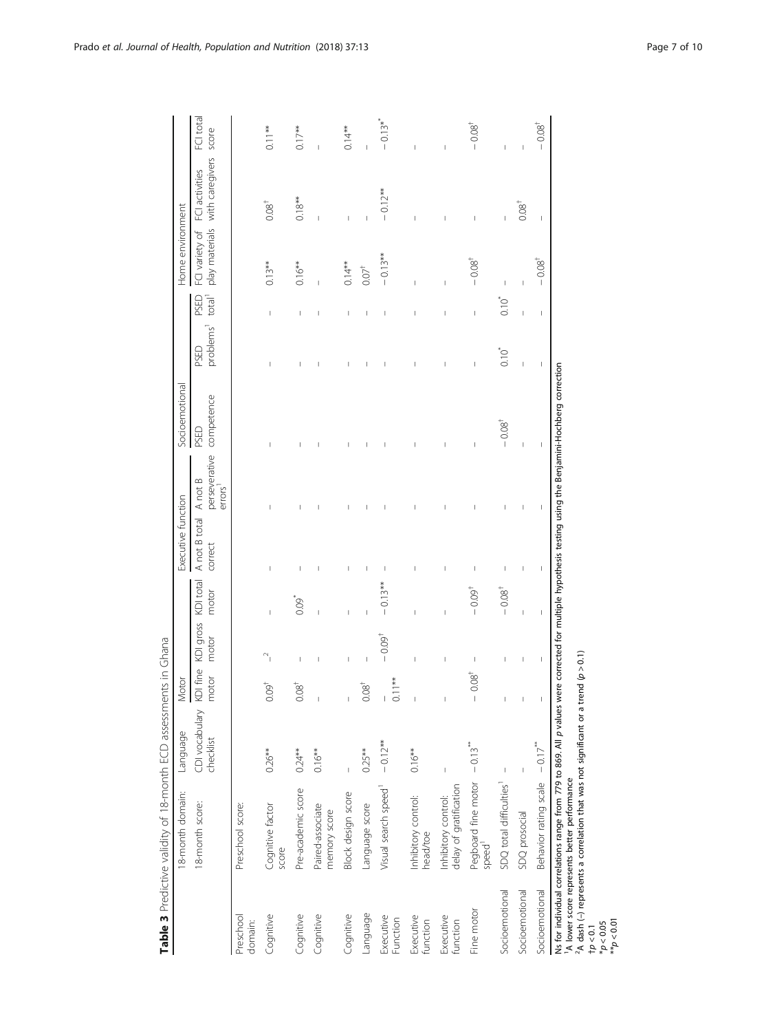**Table 3** Predictive validity of 18-month ECD assessments in Ghana

| | 18-month domain: | Language | Motor | | | Executive function | | Socioemotional | | | Home environment | | |
|---|---|---|---|---|---|---|---|---|---|---|---|---|---|
| | 18-month score: | CDI vocabulary checklist | KDI fine motor | KDI gross motor | KDI total motor | A not B total correct | A not B perseverative errors[1] | PSED competence | PSED problems[1] | PSED total[1] | FCI variety of play materials | FCI activities with caregivers | FCI total score |
| Preschool domain: | Preschool score: | | | | | | | | | | | | |
| Cognitive | Cognitive factor score | 0.26** | 0.09† | –[2] | – | – | – | – | – | – | 0.13** | 0.08† | 0.11** |
| Cognitive | Pre-academic score | 0.24** | 0.08† | – | 0.09* | – | – | – | – | – | 0.16** | 0.18** | 0.17** |
| Cognitive | Paired-associate memory score | 0.16** | – | – | – | – | – | – | – | – | – | – | – |
| Cognitive | Block design score | – | – | – | – | – | – | – | – | – | 0.14** | – | 0.14** |
| Language | Language score | 0.25** | 0.08† | – | – | – | – | – | – | – | 0.07† | – | – |
| Executive Function | Visual search speed[1] | −0.12** | −0.11** | −0.09† | −0.13** | – | – | – | – | – | −0.13** | −0.12** | −0.13** |
| Executive function | Inhibitory control: head/toe | 0.16** | – | – | – | – | – | – | – | – | – | – | – |
| Executive function | Inhibitory control: delay of gratification | – | – | – | – | – | – | – | – | – | – | – | – |
| Fine motor | Pegboard fine motor speed[1] | −0.13** | −0.08† | – | −0.09† | – | – | – | – | – | −0.08† | – | −0.08† |
| Socioemotional | SDQ total difficulties[1] | – | – | – | −0.08† | – | – | −0.08† | 0.10* | 0.10* | – | – | – |
| Socioemotional | SDQ prosocial | – | – | – | – | – | – | – | – | – | – | 0.08† | – |
| Socioemotional | Behavior rating scale | −0.17** | – | – | – | – | – | – | – | – | −0.08† | – | −0.08† |

Ns for individual correlations range from 779 to 869. All *p* values were corrected for multiple hypothesis testing using the Benjamini-Hochberg correction
[1]A lower score represents better performance
[2]A dash (–) represents a correlation that was not significant or a trend ($p > 0.1$)
†$p < 0.1$
*$p < 0.05$
**$p < 0.01$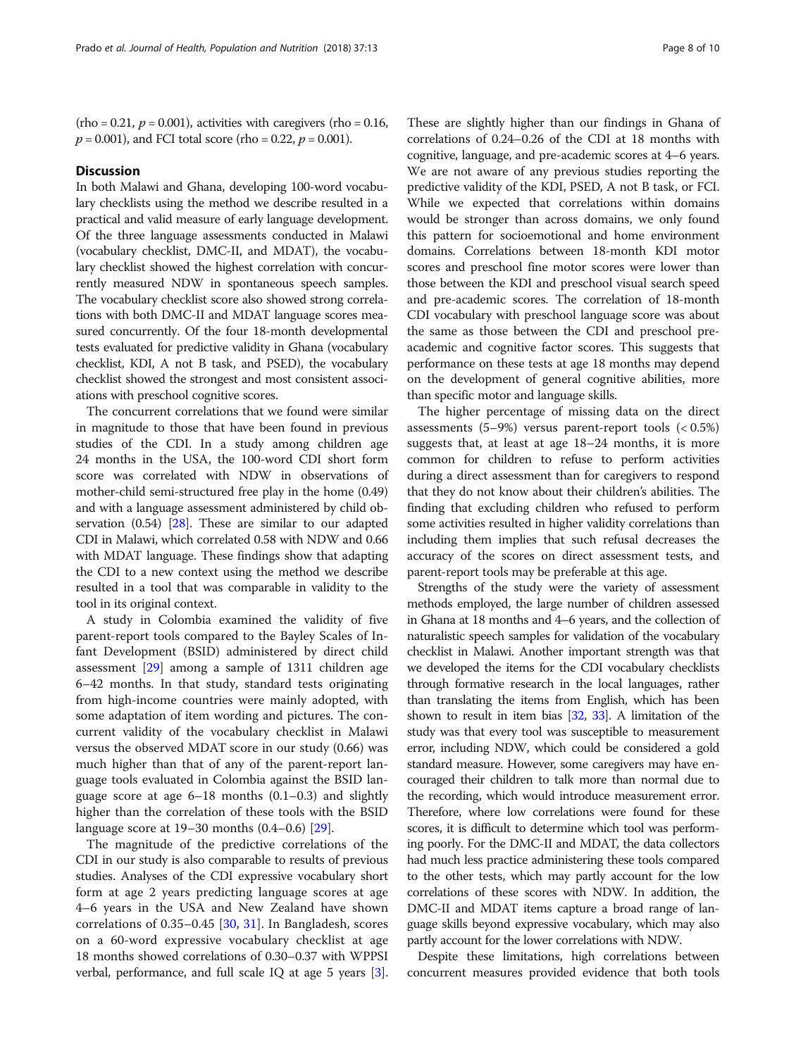(rho = 0.21, $p = 0.001$), activities with caregivers (rho = 0.16, $p = 0.001$), and FCI total score (rho = 0.22, $p = 0.001$).

## Discussion

In both Malawi and Ghana, developing 100-word vocabulary checklists using the method we describe resulted in a practical and valid measure of early language development. Of the three language assessments conducted in Malawi (vocabulary checklist, DMC-II, and MDAT), the vocabulary checklist showed the highest correlation with concurrently measured NDW in spontaneous speech samples. The vocabulary checklist score also showed strong correlations with both DMC-II and MDAT language scores measured concurrently. Of the four 18-month developmental tests evaluated for predictive validity in Ghana (vocabulary checklist, KDI, A not B task, and PSED), the vocabulary checklist showed the strongest and most consistent associations with preschool cognitive scores.

The concurrent correlations that we found were similar in magnitude to those that have been found in previous studies of the CDI. In a study among children age 24 months in the USA, the 100-word CDI short form score was correlated with NDW in observations of mother-child semi-structured free play in the home (0.49) and with a language assessment administered by child observation (0.54) [28]. These are similar to our adapted CDI in Malawi, which correlated 0.58 with NDW and 0.66 with MDAT language. These findings show that adapting the CDI to a new context using the method we describe resulted in a tool that was comparable in validity to the tool in its original context.

A study in Colombia examined the validity of five parent-report tools compared to the Bayley Scales of Infant Development (BSID) administered by direct child assessment [29] among a sample of 1311 children age 6–42 months. In that study, standard tests originating from high-income countries were mainly adopted, with some adaptation of item wording and pictures. The concurrent validity of the vocabulary checklist in Malawi versus the observed MDAT score in our study (0.66) was much higher than that of any of the parent-report language tools evaluated in Colombia against the BSID language score at age 6–18 months (0.1–0.3) and slightly higher than the correlation of these tools with the BSID language score at 19–30 months (0.4–0.6) [29].

The magnitude of the predictive correlations of the CDI in our study is also comparable to results of previous studies. Analyses of the CDI expressive vocabulary short form at age 2 years predicting language scores at age 4–6 years in the USA and New Zealand have shown correlations of 0.35–0.45 [30, 31]. In Bangladesh, scores on a 60-word expressive vocabulary checklist at age 18 months showed correlations of 0.30–0.37 with WPPSI verbal, performance, and full scale IQ at age 5 years [3]. These are slightly higher than our findings in Ghana of correlations of 0.24–0.26 of the CDI at 18 months with cognitive, language, and pre-academic scores at 4–6 years. We are not aware of any previous studies reporting the predictive validity of the KDI, PSED, A not B task, or FCI. While we expected that correlations within domains would be stronger than across domains, we only found this pattern for socioemotional and home environment domains. Correlations between 18-month KDI motor scores and preschool fine motor scores were lower than those between the KDI and preschool visual search speed and pre-academic scores. The correlation of 18-month CDI vocabulary with preschool language score was about the same as those between the CDI and preschool pre-academic and cognitive factor scores. This suggests that performance on these tests at age 18 months may depend on the development of general cognitive abilities, more than specific motor and language skills.

The higher percentage of missing data on the direct assessments (5–9%) versus parent-report tools (< 0.5%) suggests that, at least at age 18–24 months, it is more common for children to refuse to perform activities during a direct assessment than for caregivers to respond that they do not know about their children's abilities. The finding that excluding children who refused to perform some activities resulted in higher validity correlations than including them implies that such refusal decreases the accuracy of the scores on direct assessment tests, and parent-report tools may be preferable at this age.

Strengths of the study were the variety of assessment methods employed, the large number of children assessed in Ghana at 18 months and 4–6 years, and the collection of naturalistic speech samples for validation of the vocabulary checklist in Malawi. Another important strength was that we developed the items for the CDI vocabulary checklists through formative research in the local languages, rather than translating the items from English, which has been shown to result in item bias [32, 33]. A limitation of the study was that every tool was susceptible to measurement error, including NDW, which could be considered a gold standard measure. However, some caregivers may have encouraged their children to talk more than normal due to the recording, which would introduce measurement error. Therefore, where low correlations were found for these scores, it is difficult to determine which tool was performing poorly. For the DMC-II and MDAT, the data collectors had much less practice administering these tools compared to the other tests, which may partly account for the low correlations of these scores with NDW. In addition, the DMC-II and MDAT items capture a broad range of language skills beyond expressive vocabulary, which may also partly account for the lower correlations with NDW.

Despite these limitations, high correlations between concurrent measures provided evidence that both tools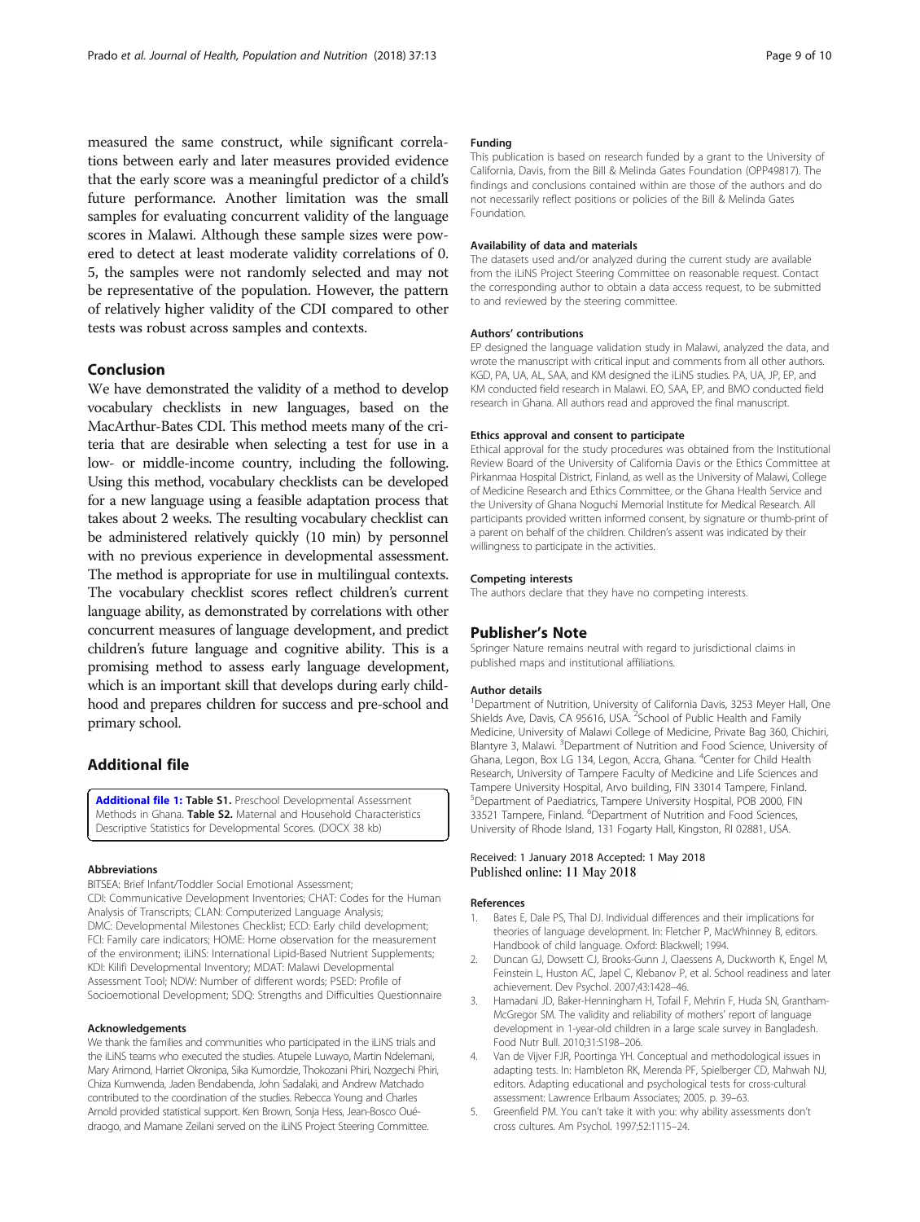measured the same construct, while significant correlations between early and later measures provided evidence that the early score was a meaningful predictor of a child's future performance. Another limitation was the small samples for evaluating concurrent validity of the language scores in Malawi. Although these sample sizes were powered to detect at least moderate validity correlations of 0. 5, the samples were not randomly selected and may not be representative of the population. However, the pattern of relatively higher validity of the CDI compared to other tests was robust across samples and contexts.

## Conclusion

We have demonstrated the validity of a method to develop vocabulary checklists in new languages, based on the MacArthur-Bates CDI. This method meets many of the criteria that are desirable when selecting a test for use in a low- or middle-income country, including the following. Using this method, vocabulary checklists can be developed for a new language using a feasible adaptation process that takes about 2 weeks. The resulting vocabulary checklist can be administered relatively quickly (10 min) by personnel with no previous experience in developmental assessment. The method is appropriate for use in multilingual contexts. The vocabulary checklist scores reflect children's current language ability, as demonstrated by correlations with other concurrent measures of language development, and predict children's future language and cognitive ability. This is a promising method to assess early language development, which is an important skill that develops during early childhood and prepares children for success and pre-school and primary school.

## Additional file

**Additional file 1: Table S1.** Preschool Developmental Assessment Methods in Ghana. **Table S2.** Maternal and Household Characteristics Descriptive Statistics for Developmental Scores. (DOCX 38 kb)

#### Abbreviations

BITSEA: Brief Infant/Toddler Social Emotional Assessment; CDI: Communicative Development Inventories; CHAT: Codes for the Human Analysis of Transcripts; CLAN: Computerized Language Analysis; DMC: Developmental Milestones Checklist; ECD: Early child development; FCI: Family care indicators; HOME: Home observation for the measurement of the environment; iLiNS: International Lipid-Based Nutrient Supplements; KDI: Kilifi Developmental Inventory; MDAT: Malawi Developmental Assessment Tool; NDW: Number of different words; PSED: Profile of Socioemotional Development; SDQ: Strengths and Difficulties Questionnaire

#### Acknowledgements

We thank the families and communities who participated in the iLiNS trials and the iLiNS teams who executed the studies. Atupele Luwayo, Martin Ndelemani, Mary Arimond, Harriet Okronipa, Sika Kumordzie, Thokozani Phiri, Nozgechi Phiri, Chiza Kumwenda, Jaden Bendabenda, John Sadalaki, and Andrew Matchado contributed to the coordination of the studies. Rebecca Young and Charles Arnold provided statistical support. Ken Brown, Sonja Hess, Jean-Bosco Ouédraogo, and Mamane Zeilani served on the iLiNS Project Steering Committee.

#### Funding

This publication is based on research funded by a grant to the University of California, Davis, from the Bill & Melinda Gates Foundation (OPP49817). The findings and conclusions contained within are those of the authors and do not necessarily reflect positions or policies of the Bill & Melinda Gates Foundation.

#### Availability of data and materials

The datasets used and/or analyzed during the current study are available from the iLiNS Project Steering Committee on reasonable request. Contact the corresponding author to obtain a data access request, to be submitted to and reviewed by the steering committee.

#### Authors' contributions

EP designed the language validation study in Malawi, analyzed the data, and wrote the manuscript with critical input and comments from all other authors. KGD, PA, UA, AL, SAA, and KM designed the iLiNS studies. PA, UA, JP, EP, and KM conducted field research in Malawi. EO, SAA, EP, and BMO conducted field research in Ghana. All authors read and approved the final manuscript.

#### Ethics approval and consent to participate

Ethical approval for the study procedures was obtained from the Institutional Review Board of the University of California Davis or the Ethics Committee at Pirkanmaa Hospital District, Finland, as well as the University of Malawi, College of Medicine Research and Ethics Committee, or the Ghana Health Service and the University of Ghana Noguchi Memorial Institute for Medical Research. All participants provided written informed consent, by signature or thumb-print of a parent on behalf of the children. Children's assent was indicated by their willingness to participate in the activities.

#### Competing interests

The authors declare that they have no competing interests.

## Publisher's Note

Springer Nature remains neutral with regard to jurisdictional claims in published maps and institutional affiliations.

#### Author details

[1]Department of Nutrition, University of California Davis, 3253 Meyer Hall, One Shields Ave, Davis, CA 95616, USA. [2]School of Public Health and Family Medicine, University of Malawi College of Medicine, Private Bag 360, Chichiri, Blantyre 3, Malawi. [3]Department of Nutrition and Food Science, University of Ghana, Legon, Box LG 134, Legon, Accra, Ghana. [4]Center for Child Health Research, University of Tampere Faculty of Medicine and Life Sciences and Tampere University Hospital, Arvo building, FIN 33014 Tampere, Finland. [5]Department of Paediatrics, Tampere University Hospital, POB 2000, FIN 33521 Tampere, Finland. [6]Department of Nutrition and Food Sciences, University of Rhode Island, 131 Fogarty Hall, Kingston, RI 02881, USA.

Received: 1 January 2018 Accepted: 1 May 2018
Published online: 11 May 2018

#### References

1. Bates E, Dale PS, Thal DJ. Individual differences and their implications for theories of language development. In: Fletcher P, MacWhinney B, editors. Handbook of child language. Oxford: Blackwell; 1994.
2. Duncan GJ, Dowsett CJ, Brooks-Gunn J, Claessens A, Duckworth K, Engel M, Feinstein L, Huston AC, Japel C, Klebanov P, et al. School readiness and later achievement. Dev Psychol. 2007;43:1428–46.
3. Hamadani JD, Baker-Henningham H, Tofail F, Mehrin F, Huda SN, Grantham-McGregor SM. The validity and reliability of mothers' report of language development in 1-year-old children in a large scale survey in Bangladesh. Food Nutr Bull. 2010;31:S198–206.
4. Van de Vijver FJR, Poortinga YH. Conceptual and methodological issues in adapting tests. In: Hambleton RK, Merenda PF, Spielberger CD, Mahwah NJ, editors. Adapting educational and psychological tests for cross-cultural assessment: Lawrence Erlbaum Associates; 2005. p. 39–63.
5. Greenfield PM. You can't take it with you: why ability assessments don't cross cultures. Am Psychol. 1997;52:1115–24.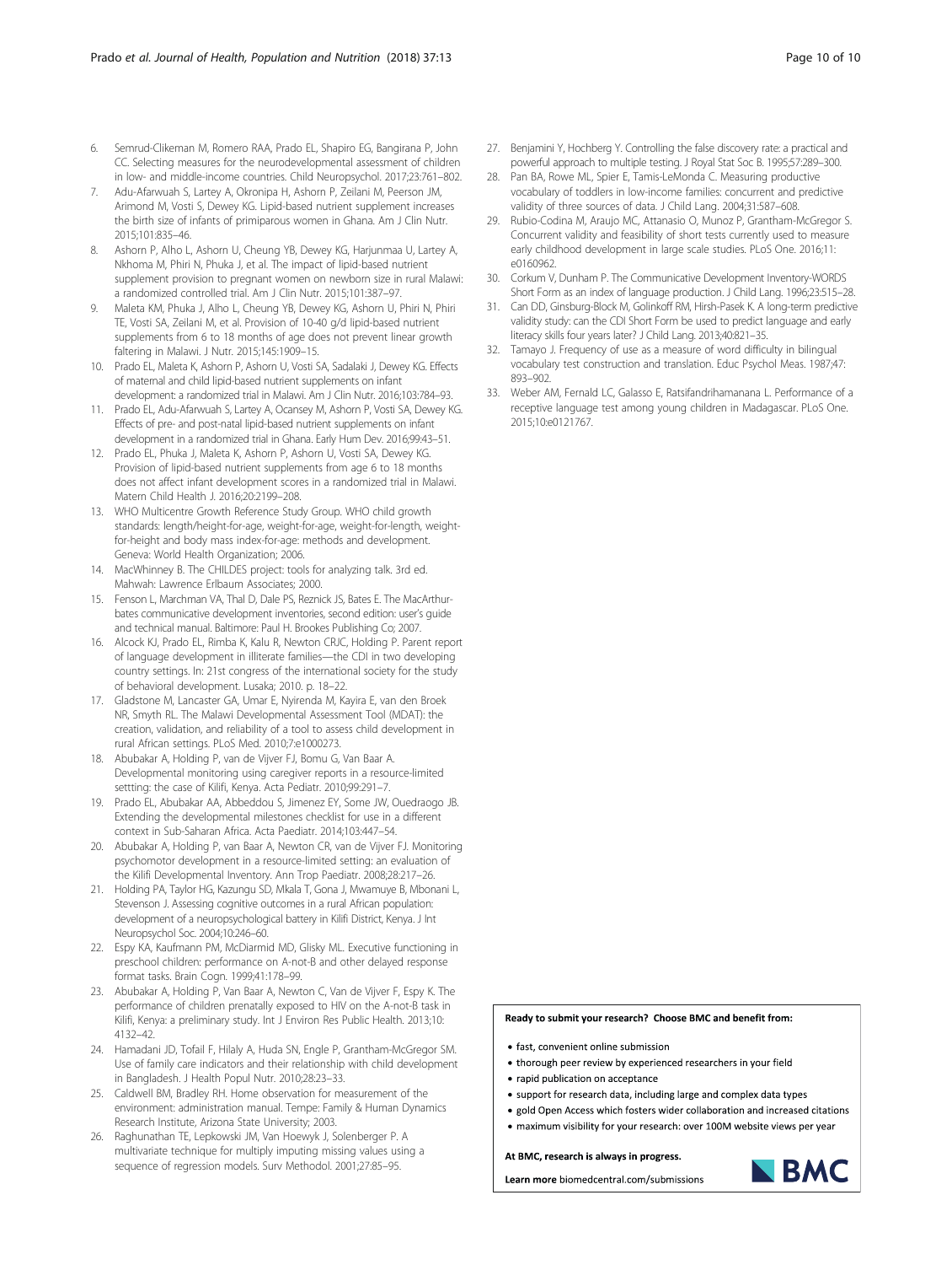6. Semrud-Clikeman M, Romero RAA, Prado EL, Shapiro EG, Bangirana P, John CC. Selecting measures for the neurodevelopmental assessment of children in low- and middle-income countries. Child Neuropsychol. 2017;23:761–802.
7. Adu-Afarwuah S, Lartey A, Okronipa H, Ashorn P, Zeilani M, Peerson JM, Arimond M, Vosti S, Dewey KG. Lipid-based nutrient supplement increases the birth size of infants of primiparous women in Ghana. Am J Clin Nutr. 2015;101:835–46.
8. Ashorn P, Alho L, Ashorn U, Cheung YB, Dewey KG, Harjunmaa U, Lartey A, Nkhoma M, Phiri N, Phuka J, et al. The impact of lipid-based nutrient supplement provision to pregnant women on newborn size in rural Malawi: a randomized controlled trial. Am J Clin Nutr. 2015;101:387–97.
9. Maleta KM, Phuka J, Alho L, Cheung YB, Dewey KG, Ashorn U, Phiri N, Phiri TE, Vosti SA, Zeilani M, et al. Provision of 10-40 g/d lipid-based nutrient supplements from 6 to 18 months of age does not prevent linear growth faltering in Malawi. J Nutr. 2015;145:1909–15.
10. Prado EL, Maleta K, Ashorn P, Ashorn U, Vosti SA, Sadalaki J, Dewey KG. Effects of maternal and child lipid-based nutrient supplements on infant development: a randomized trial in Malawi. Am J Clin Nutr. 2016;103:784–93.
11. Prado EL, Adu-Afarwuah S, Lartey A, Ocansey M, Ashorn P, Vosti SA, Dewey KG. Effects of pre- and post-natal lipid-based nutrient supplements on infant development in a randomized trial in Ghana. Early Hum Dev. 2016;99:43–51.
12. Prado EL, Phuka J, Maleta K, Ashorn P, Ashorn U, Vosti SA, Dewey KG. Provision of lipid-based nutrient supplements from age 6 to 18 months does not affect infant development scores in a randomized trial in Malawi. Matern Child Health J. 2016;20:2199–208.
13. WHO Multicentre Growth Reference Study Group. WHO child growth standards: length/height-for-age, weight-for-age, weight-for-length, weight-for-height and body mass index-for-age: methods and development. Geneva: World Health Organization; 2006.
14. MacWhinney B. The CHILDES project: tools for analyzing talk. 3rd ed. Mahwah: Lawrence Erlbaum Associates; 2000.
15. Fenson L, Marchman VA, Thal D, Dale PS, Reznick JS, Bates E. The MacArthur-bates communicative development inventories, second edition: user's guide and technical manual. Baltimore: Paul H. Brookes Publishing Co; 2007.
16. Alcock KJ, Prado EL, Rimba K, Kalu R, Newton CRJC, Holding P. Parent report of language development in illiterate families—the CDI in two developing country settings. In: 21st congress of the international society for the study of behavioral development. Lusaka; 2010. p. 18–22.
17. Gladstone M, Lancaster GA, Umar E, Nyirenda M, Kayira E, van den Broek NR, Smyth RL. The Malawi Developmental Assessment Tool (MDAT): the creation, validation, and reliability of a tool to assess child development in rural African settings. PLoS Med. 2010;7:e1000273.
18. Abubakar A, Holding P, van de Vijver FJ, Bomu G, Van Baar A. Developmental monitoring using caregiver reports in a resource-limited settting: the case of Kilifi, Kenya. Acta Pediatr. 2010;99:291–7.
19. Prado EL, Abubakar AA, Abbeddou S, Jimenez EY, Some JW, Ouedraogo JB. Extending the developmental milestones checklist for use in a different context in Sub-Saharan Africa. Acta Paediatr. 2014;103:447–54.
20. Abubakar A, Holding P, van Baar A, Newton CR, van de Vijver FJ. Monitoring psychomotor development in a resource-limited setting: an evaluation of the Kilifi Developmental Inventory. Ann Trop Paediatr. 2008;28:217–26.
21. Holding PA, Taylor HG, Kazungu SD, Mkala T, Gona J, Mwamuye B, Mbonani L, Stevenson J. Assessing cognitive outcomes in a rural African population: development of a neuropsychological battery in Kilifi District, Kenya. J Int Neuropsychol Soc. 2004;10:246–60.
22. Espy KA, Kaufmann PM, McDiarmid MD, Glisky ML. Executive functioning in preschool children: performance on A-not-B and other delayed response format tasks. Brain Cogn. 1999;41:178–99.
23. Abubakar A, Holding P, Van Baar A, Newton C, Van de Vijver F, Espy K. The performance of children prenatally exposed to HIV on the A-not-B task in Kilifi, Kenya: a preliminary study. Int J Environ Res Public Health. 2013;10:4132–42.
24. Hamadani JD, Tofail F, Hilaly A, Huda SN, Engle P, Grantham-McGregor SM. Use of family care indicators and their relationship with child development in Bangladesh. J Health Popul Nutr. 2010;28:23–33.
25. Caldwell BM, Bradley RH. Home observation for measurement of the environment: administration manual. Tempe: Family & Human Dynamics Research Institute, Arizona State University; 2003.
26. Raghunathan TE, Lepkowski JM, Van Hoewyk J, Solenberger P. A multivariate technique for multiply imputing missing values using a sequence of regression models. Surv Methodol. 2001;27:85–95.
27. Benjamini Y, Hochberg Y. Controlling the false discovery rate: a practical and powerful approach to multiple testing. J Royal Stat Soc B. 1995;57:289–300.
28. Pan BA, Rowe ML, Spier E, Tamis-LeMonda C. Measuring productive vocabulary of toddlers in low-income families: concurrent and predictive validity of three sources of data. J Child Lang. 2004;31:587–608.
29. Rubio-Codina M, Araujo MC, Attanasio O, Munoz P, Grantham-McGregor S. Concurrent validity and feasibility of short tests currently used to measure early childhood development in large scale studies. PLoS One. 2016;11:e0160962.
30. Corkum V, Dunham P. The Communicative Development Inventory-WORDS Short Form as an index of language production. J Child Lang. 1996;23:515–28.
31. Can DD, Ginsburg-Block M, Golinkoff RM, Hirsh-Pasek K. A long-term predictive validity study: can the CDI Short Form be used to predict language and early literacy skills four years later? J Child Lang. 2013;40:821–35.
32. Tamayo J. Frequency of use as a measure of word difficulty in bilingual vocabulary test construction and translation. Educ Psychol Meas. 1987;47:893–902.
33. Weber AM, Fernald LC, Galasso E, Ratsifandrihamanana L. Performance of a receptive language test among young children in Madagascar. PLoS One. 2015;10:e0121767.

**Ready to submit your research? Choose BMC and benefit from:**

- fast, convenient online submission
- thorough peer review by experienced researchers in your field
- rapid publication on acceptance
- support for research data, including large and complex data types
- gold Open Access which fosters wider collaboration and increased citations
- maximum visibility for your research: over 100M website views per year

**At BMC, research is always in progress.**

**Learn more** biomedcentral.com/submissions

BMC